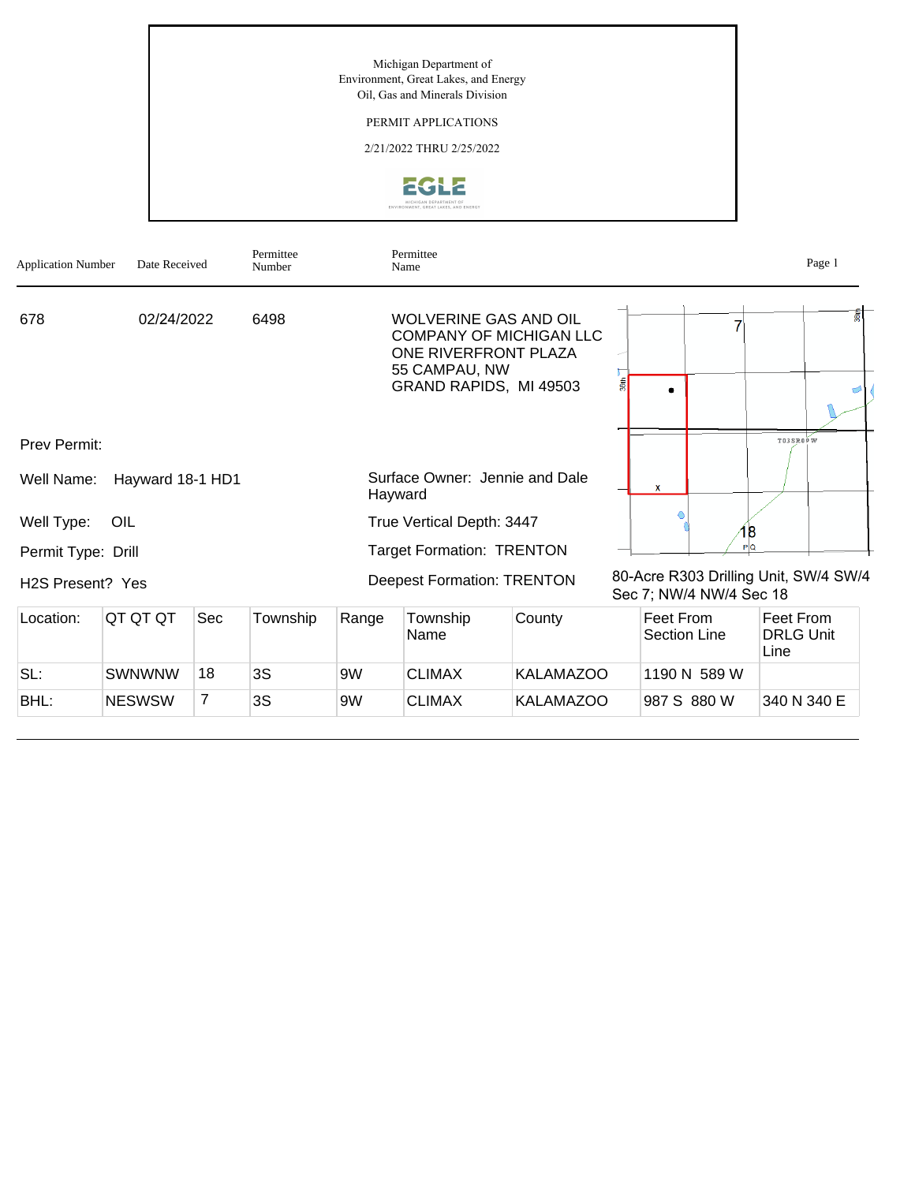Michigan Department of
Environment, Great Lakes, and Energy
Oil, Gas and Minerals Division

PERMIT APPLICATIONS

2/21/2022 THRU 2/25/2022

| Application Number | Date Received | Permittee Number | Permittee Name |
|---|---|---|---|
| 678 | 02/24/2022 | 6498 | WOLVERINE GAS AND OIL COMPANY OF MICHIGAN LLC<br>ONE RIVERFRONT PLAZA<br>55 CAMPAU, NW<br>GRAND RAPIDS, MI 49503 |

Prev Permit:

Well Name: Hayward 18-1 HD1

Surface Owner: Jennie and Dale Hayward

Well Type: OIL

True Vertical Depth: 3447

Permit Type: Drill

Target Formation: TRENTON

H2S Present? Yes

Deepest Formation: TRENTON

80-Acre R303 Drilling Unit, SW/4 SW/4 Sec 7; NW/4 NW/4 Sec 18

| Location: | QT QT QT | Sec | Township | Range | Township Name | County | Feet From Section Line | Feet From DRLG Unit Line |
|---|---|---|---|---|---|---|---|---|
| SL: | SWNWNW | 18 | 3S | 9W | CLIMAX | KALAMAZOO | 1190 N 589 W | |
| BHL: | NESWSW | 7 | 3S | 9W | CLIMAX | KALAMAZOO | 987 S 880 W | 340 N 340 E |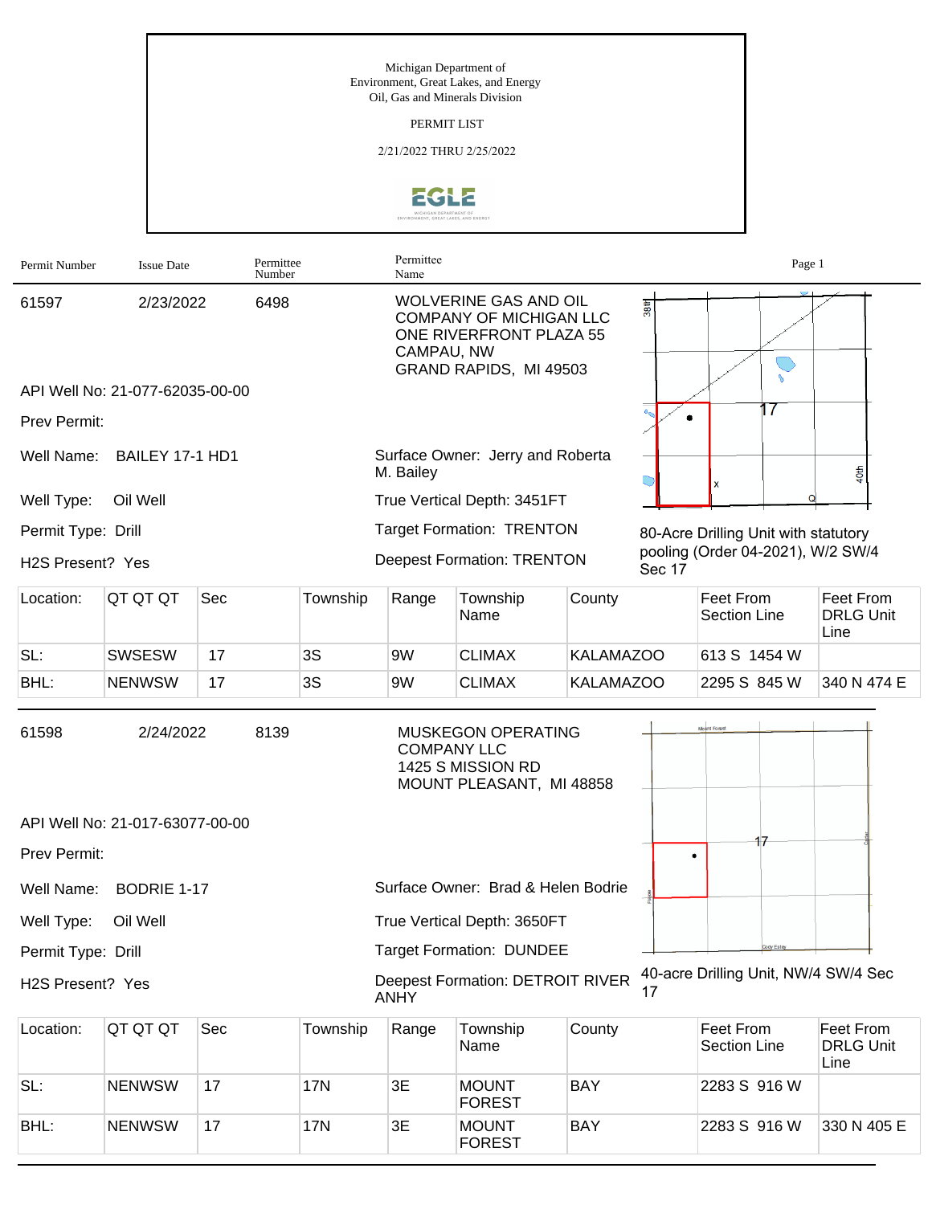Michigan Department of
Environment, Great Lakes, and Energy
Oil, Gas and Minerals Division

PERMIT LIST

2/21/2022 THRU 2/25/2022

| Permit Number | Issue Date | Permittee Number | Permittee Name |
|---|---|---|---|

**61597** | 2/23/2022 | 6498 | WOLVERINE GAS AND OIL COMPANY OF MICHIGAN LLC, ONE RIVERFRONT PLAZA 55 CAMPAU, NW, GRAND RAPIDS, MI 49503

API Well No: 21-077-62035-00-00

Prev Permit:

Well Name: BAILEY 17-1 HD1

Surface Owner: Jerry and Roberta M. Bailey

Well Type: Oil Well

True Vertical Depth: 3451FT

Permit Type: Drill

Target Formation: TRENTON

H2S Present? Yes

Deepest Formation: TRENTON

80-Acre Drilling Unit with statutory pooling (Order 04-2021), W/2 SW/4 Sec 17

| Location: | QT QT QT | Sec | Township | Range | Township Name | County | Feet From Section Line | Feet From DRLG Unit Line |
|---|---|---|---|---|---|---|---|---|
| SL: | SWSESW | 17 | 3S | 9W | CLIMAX | KALAMAZOO | 613 S 1454 W | |
| BHL: | NENWSW | 17 | 3S | 9W | CLIMAX | KALAMAZOO | 2295 S 845 W | 340 N 474 E |

---

**61598** | 2/24/2022 | 8139 | MUSKEGON OPERATING COMPANY LLC, 1425 S MISSION RD, MOUNT PLEASANT, MI 48858

API Well No: 21-017-63077-00-00

Prev Permit:

Well Name: BODRIE 1-17

Surface Owner: Brad & Helen Bodrie

Well Type: Oil Well

True Vertical Depth: 3650FT

Permit Type: Drill

Target Formation: DUNDEE

H2S Present? Yes

Deepest Formation: DETROIT RIVER ANHY

40-acre Drilling Unit, NW/4 SW/4 Sec 17

| Location: | QT QT QT | Sec | Township | Range | Township Name | County | Feet From Section Line | Feet From DRLG Unit Line |
|---|---|---|---|---|---|---|---|---|
| SL: | NENWSW | 17 | 17N | 3E | MOUNT FOREST | BAY | 2283 S 916 W | |
| BHL: | NENWSW | 17 | 17N | 3E | MOUNT FOREST | BAY | 2283 S 916 W | 330 N 405 E |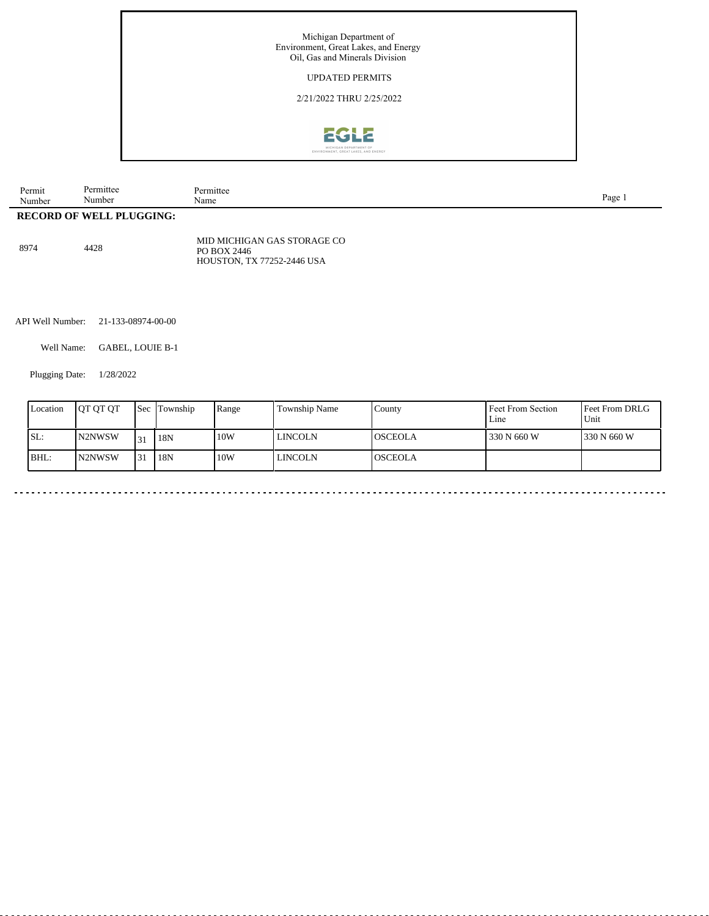Michigan Department of
Environment, Great Lakes, and Energy
Oil, Gas and Minerals Division

UPDATED PERMITS

2/21/2022 THRU 2/25/2022

| Permit Number | Permittee Number | Permittee Name |
|---|---|---|

**RECORD OF WELL PLUGGING:**

| | | |
|---|---|---|
| 8974 | 4428 | MID MICHIGAN GAS STORAGE CO<br>PO BOX 2446<br>HOUSTON, TX 77252-2446 USA |

API Well Number: 21-133-08974-00-00

Well Name: GABEL, LOUIE B-1

Plugging Date: 1/28/2022

| Location | QT QT QT | Sec | Township | Range | Township Name | County | Feet From Section Line | Feet From DRLG Unit |
|---|---|---|---|---|---|---|---|---|
| SL: | N2NWSW | 31 | 18N | 10W | LINCOLN | OSCEOLA | 330 N 660 W | 330 N 660 W |
| BHL: | N2NWSW | 31 | 18N | 10W | LINCOLN | OSCEOLA | | |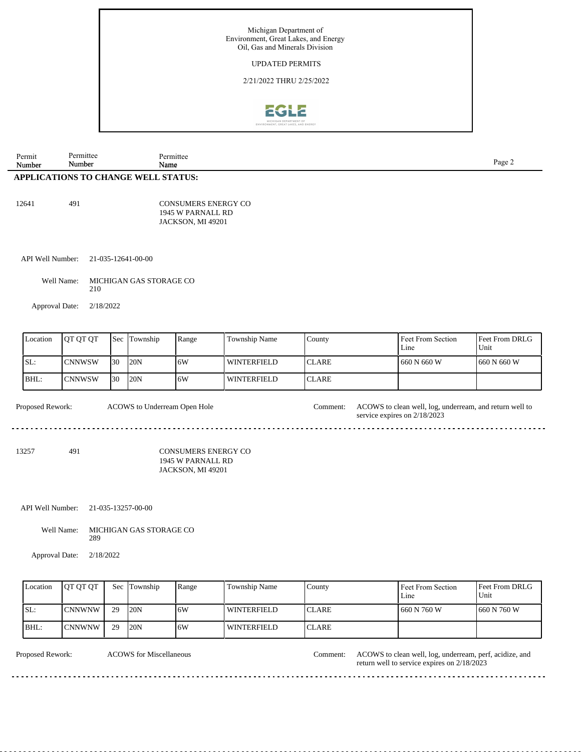Michigan Department of
Environment, Great Lakes, and Energy
Oil, Gas and Minerals Division

UPDATED PERMITS

2/21/2022 THRU 2/25/2022

| Permit Number | Permittee Number | Permittee Name |
|---|---|---|

## APPLICATIONS TO CHANGE WELL STATUS:

12641 491 CONSUMERS ENERGY CO
1945 W PARNALL RD
JACKSON, MI 49201

API Well Number: 21-035-12641-00-00

Well Name: MICHIGAN GAS STORAGE CO 210

Approval Date: 2/18/2022

| Location | QT QT QT | Sec | Township | Range | Township Name | County | Feet From Section Line | Feet From DRLG Unit |
|---|---|---|---|---|---|---|---|---|
| SL: | CNNWSW | 30 | 20N | 6W | WINTERFIELD | CLARE | 660 N 660 W | 660 N 660 W |
| BHL: | CNNWSW | 30 | 20N | 6W | WINTERFIELD | CLARE | | |

Proposed Rework: ACOWS to Underream Open Hole

Comment: ACOWS to clean well, log, underream, and return well to service expires on 2/18/2023

---

13257 491 CONSUMERS ENERGY CO
1945 W PARNALL RD
JACKSON, MI 49201

API Well Number: 21-035-13257-00-00

Well Name: MICHIGAN GAS STORAGE CO 289

Approval Date: 2/18/2022

| Location | QT QT QT | Sec | Township | Range | Township Name | County | Feet From Section Line | Feet From DRLG Unit |
|---|---|---|---|---|---|---|---|---|
| SL: | CNNWNW | 29 | 20N | 6W | WINTERFIELD | CLARE | 660 N 760 W | 660 N 760 W |
| BHL: | CNNWNW | 29 | 20N | 6W | WINTERFIELD | CLARE | | |

Proposed Rework: ACOWS for Miscellaneous

Comment: ACOWS to clean well, log, underream, perf, acidize, and return well to service expires on 2/18/2023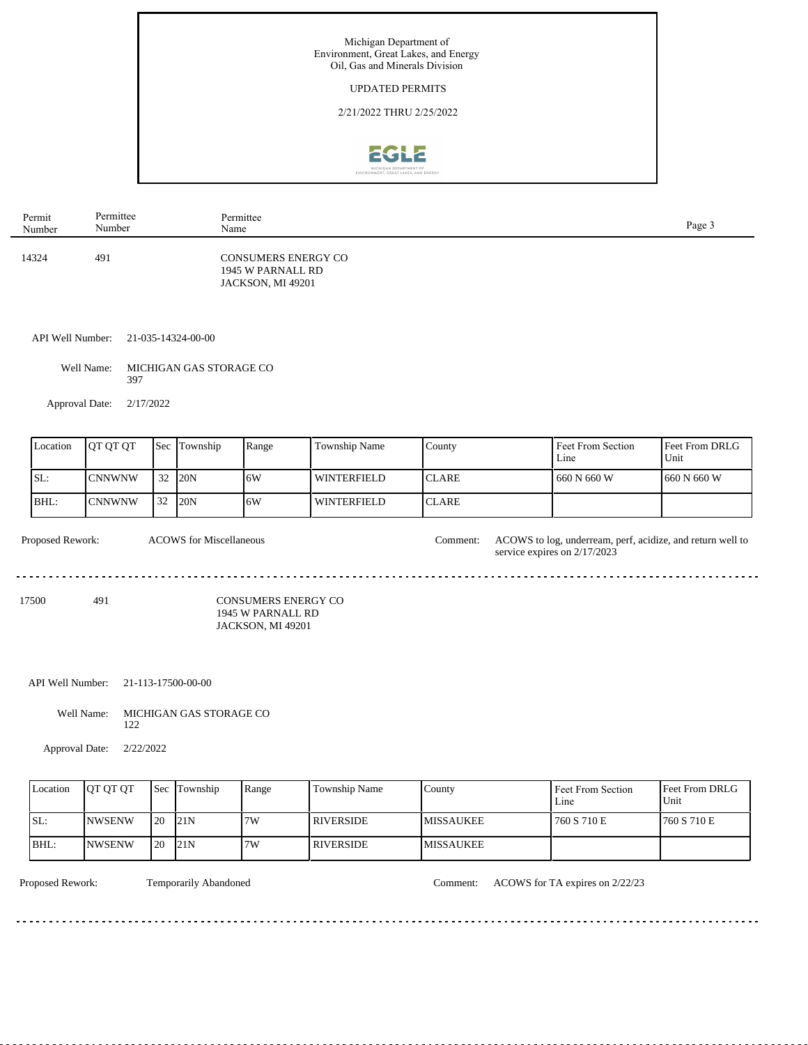Michigan Department of
Environment, Great Lakes, and Energy
Oil, Gas and Minerals Division

UPDATED PERMITS

2/21/2022 THRU 2/25/2022

| Permit Number | Permittee Number | Permittee Name |
|---|---|---|
| 14324 | 491 | CONSUMERS ENERGY CO<br>1945 W PARNALL RD<br>JACKSON, MI 49201 |

API Well Number: 21-035-14324-00-00

Well Name: MICHIGAN GAS STORAGE CO 397

Approval Date: 2/17/2022

| Location | QT QT QT | Sec | Township | Range | Township Name | County | Feet From Section Line | Feet From DRLG Unit |
|---|---|---|---|---|---|---|---|---|
| SL: | CNNWNW | 32 | 20N | 6W | WINTERFIELD | CLARE | 660 N 660 W | 660 N 660 W |
| BHL: | CNNWNW | 32 | 20N | 6W | WINTERFIELD | CLARE | | |

Proposed Rework: ACOWS for Miscellaneous

Comment: ACOWS to log, underream, perf, acidize, and return well to service expires on 2/17/2023

---

| Permit Number | Permittee Number | Permittee Name |
|---|---|---|
| 17500 | 491 | CONSUMERS ENERGY CO<br>1945 W PARNALL RD<br>JACKSON, MI 49201 |

API Well Number: 21-113-17500-00-00

Well Name: MICHIGAN GAS STORAGE CO 122

Approval Date: 2/22/2022

| Location | QT QT QT | Sec | Township | Range | Township Name | County | Feet From Section Line | Feet From DRLG Unit |
|---|---|---|---|---|---|---|---|---|
| SL: | NWSENW | 20 | 21N | 7W | RIVERSIDE | MISSAUKEE | 760 S 710 E | 760 S 710 E |
| BHL: | NWSENW | 20 | 21N | 7W | RIVERSIDE | MISSAUKEE | | |

Proposed Rework: Temporarily Abandoned

Comment: ACOWS for TA expires on 2/22/23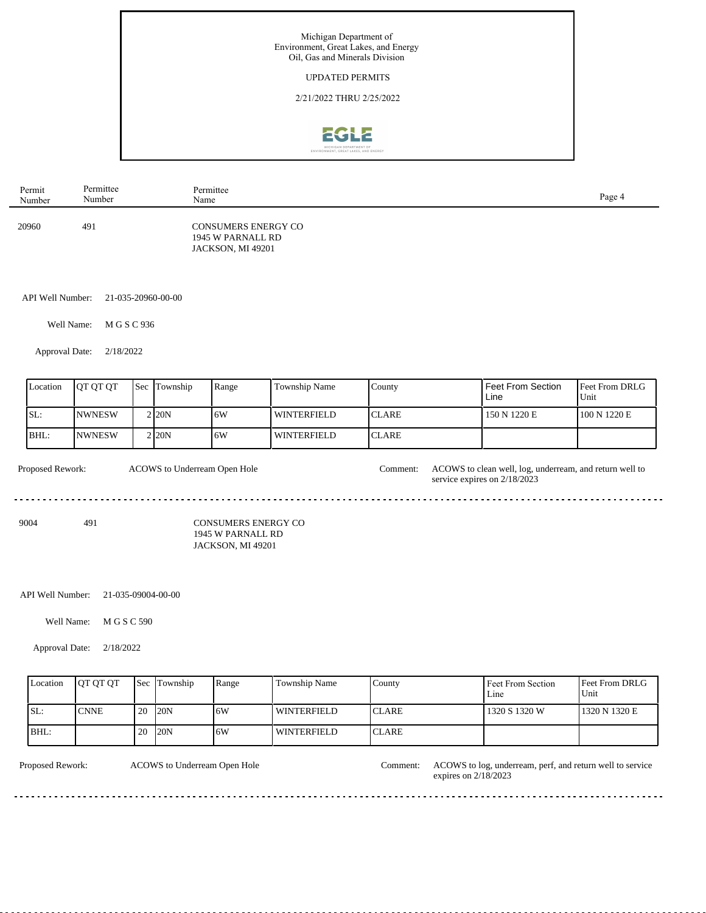Michigan Department of
Environment, Great Lakes, and Energy
Oil, Gas and Minerals Division

UPDATED PERMITS

2/21/2022 THRU 2/25/2022

| Permit Number | Permittee Number | Permittee Name |
|---|---|---|
| 20960 | 491 | CONSUMERS ENERGY CO<br>1945 W PARNALL RD<br>JACKSON, MI 49201 |

API Well Number: 21-035-20960-00-00

Well Name: M G S C 936

Approval Date: 2/18/2022

| Location | QT QT QT | Sec | Township | Range | Township Name | County | Feet From Section Line | Feet From DRLG Unit |
|---|---|---|---|---|---|---|---|---|
| SL: | NWNESW | 2 | 20N | 6W | WINTERFIELD | CLARE | 150 N 1220 E | 100 N 1220 E |
| BHL: | NWNESW | 2 | 20N | 6W | WINTERFIELD | CLARE | | |

Proposed Rework: ACOWS to Underream Open Hole

Comment: ACOWS to clean well, log, underream, and return well to service expires on 2/18/2023

---

| Permit Number | Permittee Number | Permittee Name |
|---|---|---|
| 9004 | 491 | CONSUMERS ENERGY CO<br>1945 W PARNALL RD<br>JACKSON, MI 49201 |

API Well Number: 21-035-09004-00-00

Well Name: M G S C 590

Approval Date: 2/18/2022

| Location | QT QT QT | Sec | Township | Range | Township Name | County | Feet From Section Line | Feet From DRLG Unit |
|---|---|---|---|---|---|---|---|---|
| SL: | CNNE | 20 | 20N | 6W | WINTERFIELD | CLARE | 1320 S 1320 W | 1320 N 1320 E |
| BHL: | | 20 | 20N | 6W | WINTERFIELD | CLARE | | |

Proposed Rework: ACOWS to Underream Open Hole

Comment: ACOWS to log, underream, perf, and return well to service expires on 2/18/2023

---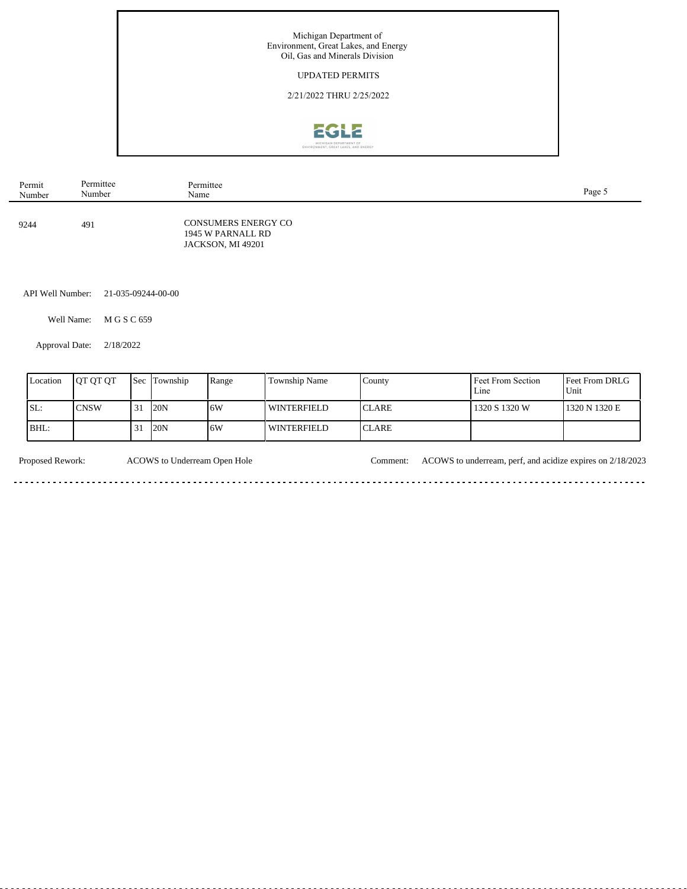Michigan Department of Environment, Great Lakes, and Energy
Oil, Gas and Minerals Division

UPDATED PERMITS

2/21/2022 THRU 2/25/2022

| Permit Number | Permittee Number | Permittee Name |
|---|---|---|
| 9244 | 491 | CONSUMERS ENERGY CO<br>1945 W PARNALL RD<br>JACKSON, MI 49201 |

API Well Number: 21-035-09244-00-00

Well Name: M G S C 659

Approval Date: 2/18/2022

| Location | QT QT QT | Sec | Township | Range | Township Name | County | Feet From Section Line | Feet From DRLG Unit |
|---|---|---|---|---|---|---|---|---|
| SL: | CNSW | 31 | 20N | 6W | WINTERFIELD | CLARE | 1320 S 1320 W | 1320 N 1320 E |
| BHL: | | 31 | 20N | 6W | WINTERFIELD | CLARE | | |

Proposed Rework: ACOWS to Underream Open Hole

Comment: ACOWS to underream, perf, and acidize expires on 2/18/2023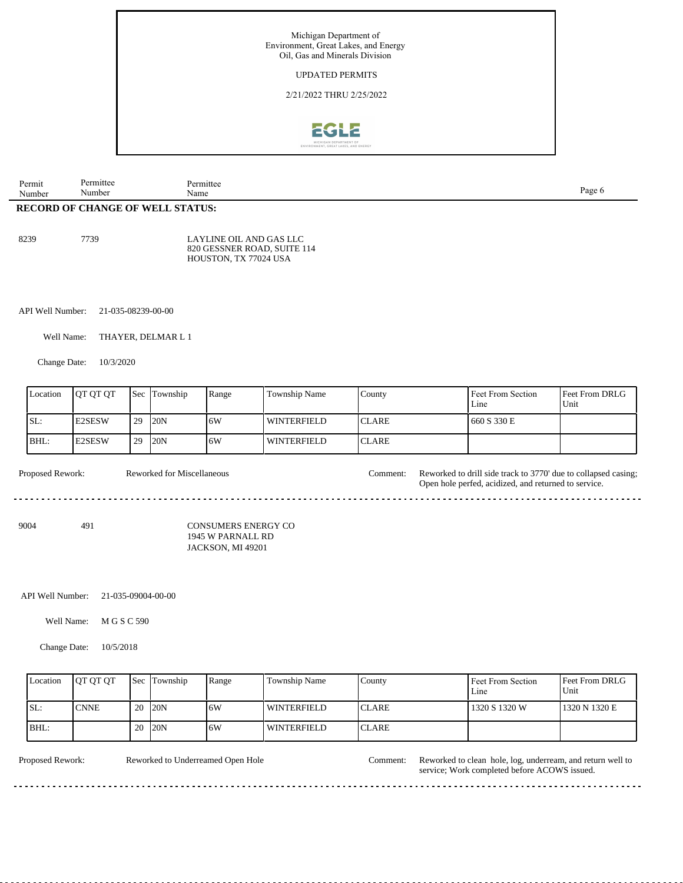Michigan Department of
Environment, Great Lakes, and Energy
Oil, Gas and Minerals Division

UPDATED PERMITS

2/21/2022 THRU 2/25/2022

| Permit Number | Permittee Number | Permittee Name |
|---|---|---|

## RECORD OF CHANGE OF WELL STATUS:

8239 &nbsp;&nbsp; 7739 &nbsp;&nbsp; LAYLINE OIL AND GAS LLC
820 GESSNER ROAD, SUITE 114
HOUSTON, TX 77024 USA

API Well Number: 21-035-08239-00-00

Well Name: THAYER, DELMAR L 1

Change Date: 10/3/2020

| Location | QT QT QT | Sec | Township | Range | Township Name | County | Feet From Section Line | Feet From DRLG Unit |
|---|---|---|---|---|---|---|---|---|
| SL: | E2SESW | 29 | 20N | 6W | WINTERFIELD | CLARE | 660 S 330 E | |
| BHL: | E2SESW | 29 | 20N | 6W | WINTERFIELD | CLARE | | |

Proposed Rework: Reworked for Miscellaneous

Comment: Reworked to drill side track to 3770' due to collapsed casing; Open hole perfed, acidized, and returned to service.

---

9004 &nbsp;&nbsp; 491 &nbsp;&nbsp; CONSUMERS ENERGY CO
1945 W PARNALL RD
JACKSON, MI 49201

API Well Number: 21-035-09004-00-00

Well Name: M G S C 590

Change Date: 10/5/2018

| Location | QT QT QT | Sec | Township | Range | Township Name | County | Feet From Section Line | Feet From DRLG Unit |
|---|---|---|---|---|---|---|---|---|
| SL: | CNNE | 20 | 20N | 6W | WINTERFIELD | CLARE | 1320 S 1320 W | 1320 N 1320 E |
| BHL: | | 20 | 20N | 6W | WINTERFIELD | CLARE | | |

Proposed Rework: Reworked to Underreamed Open Hole

Comment: Reworked to clean hole, log, underream, and return well to service; Work completed before ACOWS issued.

---